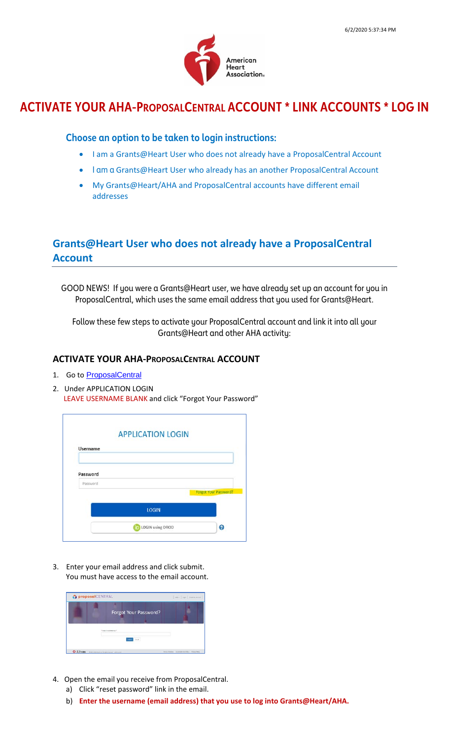# ACTIVATE YOUR AHA-PROPOSALCENTRAL ACCOUNT * LINK ACCOUNTS * LOG IN

### Choose an option to be taken to login instructions:

- I am a Grants@Heart User who does not already have a ProposalCentral Account
- I am a Grants@Heart User who already has an another ProposalCentral Account
- My Grants@Heart/AHA and ProposalCentral accounts have different email addresses

## Grants@Heart User who does not already have a ProposalCentral Account

GOOD NEWS! If you were a Grants@Heart user, we have already set up an account for you in ProposalCentral, which uses the same email address that you used for Grants@Heart.

Follow these few steps to activate your ProposalCentral account and link it into all your Grants@Heart and other AHA activity:

### ACTIVATE YOUR AHA-PROPOSALCENTRAL ACCOUNT

1. Go to ProposalCentral
2. Under APPLICATION LOGIN
   LEAVE USERNAME BLANK and click "Forgot Your Password"

3. Enter your email address and click submit.
   You must have access to the email account.

4. Open the email you receive from ProposalCentral.
   a) Click "reset password" link in the email.
   b) **Enter the username (email address) that you use to log into Grants@Heart/AHA.**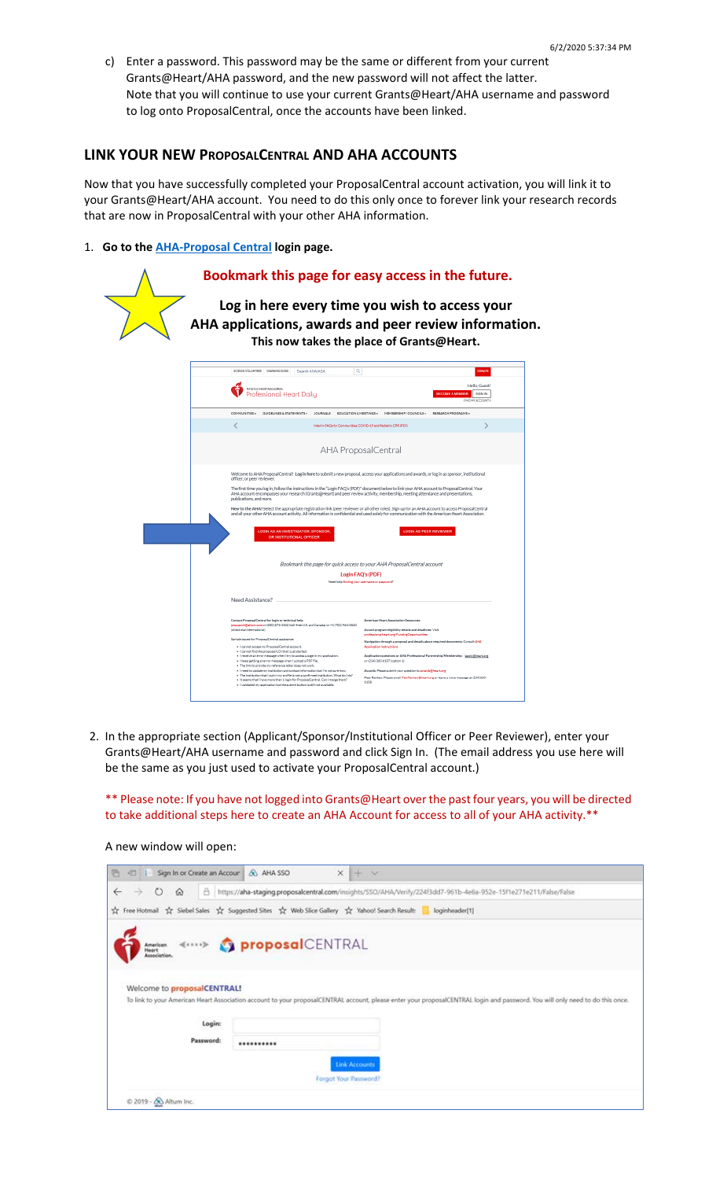c) Enter a password. This password may be the same or different from your current Grants@Heart/AHA password, and the new password will not affect the latter. Note that you will continue to use your current Grants@Heart/AHA username and password to log onto ProposalCentral, once the accounts have been linked.

## LINK YOUR NEW PROPOSALCENTRAL AND AHA ACCOUNTS

Now that you have successfully completed your ProposalCentral account activation, you will link it to your Grants@Heart/AHA account. You need to do this only once to forever link your research records that are now in ProposalCentral with your other AHA information.

1. **Go to the AHA-Proposal Central login page.**

**Bookmark this page for easy access in the future.**

**Log in here every time you wish to access your AHA applications, awards and peer review information.**

**This now takes the place of Grants@Heart.**

2. In the appropriate section (Applicant/Sponsor/Institutional Officer or Peer Reviewer), enter your Grants@Heart/AHA username and password and click Sign In. (The email address you use here will be the same as you just used to activate your ProposalCentral account.)

** Please note: If you have not logged into Grants@Heart over the past four years, you will be directed to take additional steps here to create an AHA Account for access to all of your AHA activity.**

A new window will open: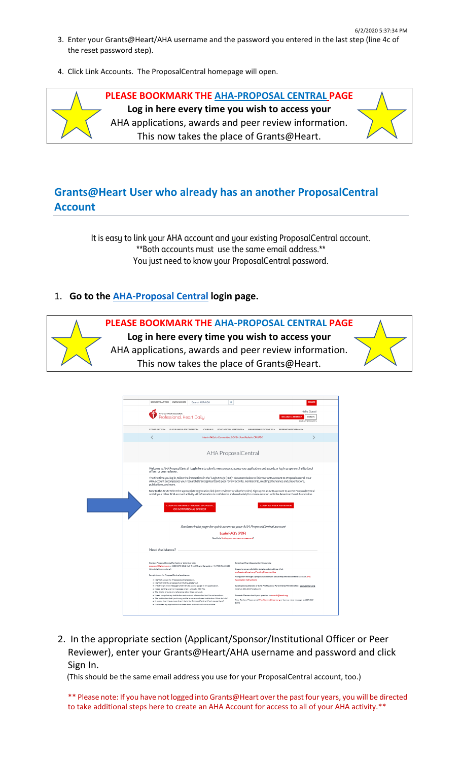3. Enter your Grants@Heart/AHA username and the password you entered in the last step (line 4c of the reset password step).

4. Click Link Accounts. The ProposalCentral homepage will open.

**PLEASE BOOKMARK THE AHA-PROPOSAL CENTRAL PAGE**
**Log in here every time you wish to access your**
AHA applications, awards and peer review information.
This now takes the place of Grants@Heart.

## Grants@Heart User who already has an another ProposalCentral Account

It is easy to link your AHA account and your existing ProposalCentral account.
**Both accounts must use the same email address.**
You just need to know your ProposalCentral password.

1. **Go to the AHA-Proposal Central login page.**

**PLEASE BOOKMARK THE AHA-PROPOSAL CENTRAL PAGE**
**Log in here every time you wish to access your**
AHA applications, awards and peer review information.
This now takes the place of Grants@Heart.

2. In the appropriate section (Applicant/Sponsor/Institutional Officer or Peer Reviewer), enter your Grants@Heart/AHA username and password and click Sign In.

   (This should be the same email address you use for your ProposalCentral account, too.)

** Please note: If you have not logged into Grants@Heart over the past four years, you will be directed to take additional steps here to create an AHA Account for access to all of your AHA activity.**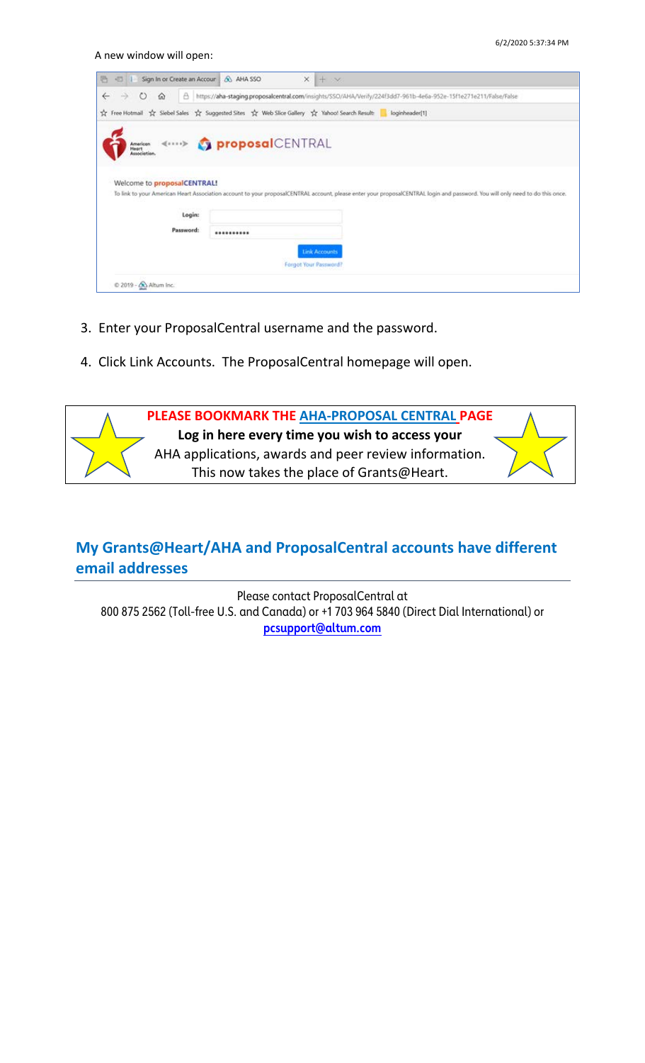A new window will open:

3. Enter your ProposalCentral username and the password.
4. Click Link Accounts. The ProposalCentral homepage will open.

**PLEASE BOOKMARK THE AHA-PROPOSAL CENTRAL PAGE**

**Log in here every time you wish to access your**

AHA applications, awards and peer review information.

This now takes the place of Grants@Heart.

## My Grants@Heart/AHA and ProposalCentral accounts have different email addresses

Please contact ProposalCentral at

800 875 2562 (Toll-free U.S. and Canada) or +1 703 964 5840 (Direct Dial International) or

pcsupport@altum.com